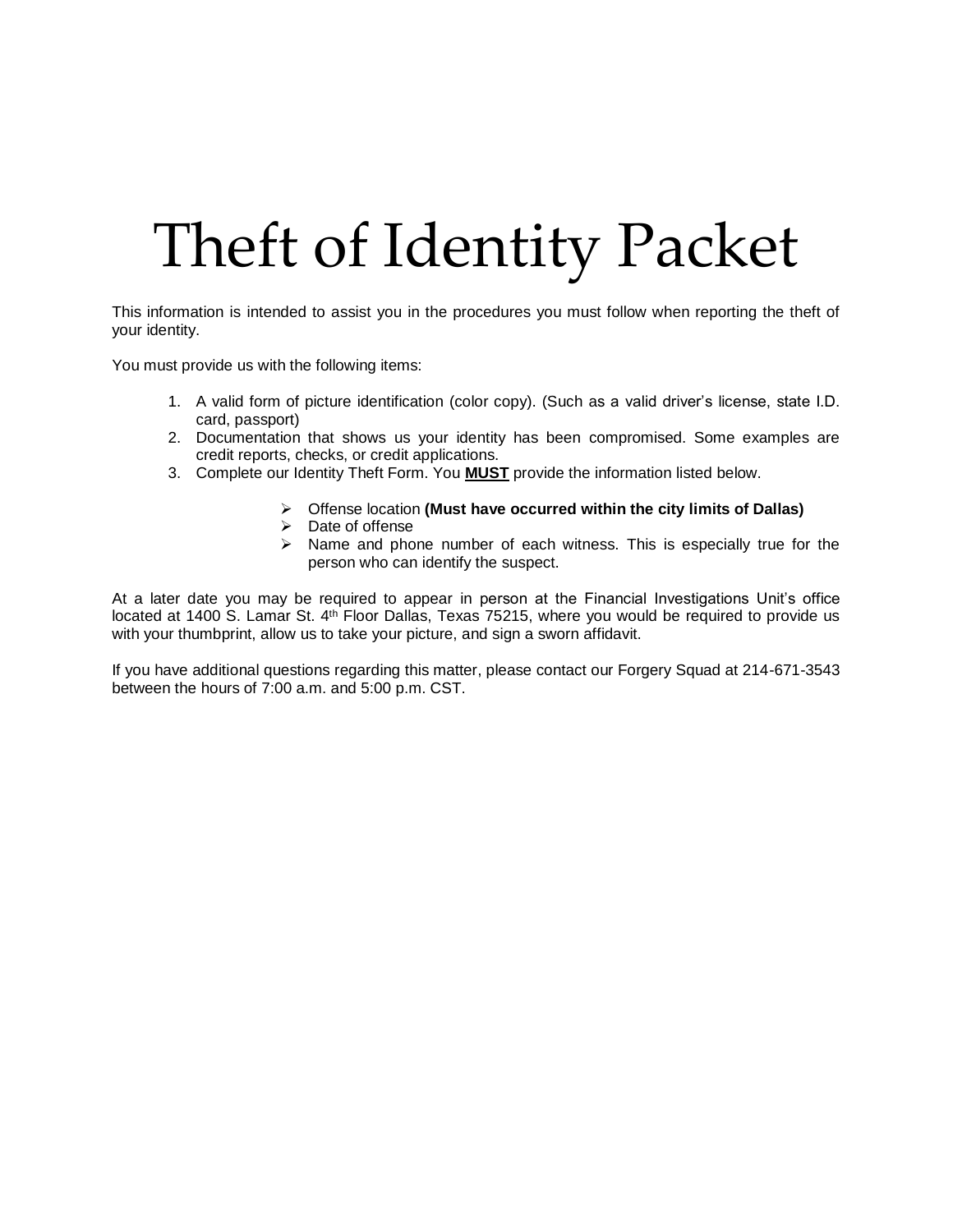# Theft of Identity Packet

This information is intended to assist you in the procedures you must follow when reporting the theft of your identity.

You must provide us with the following items:

1. A valid form of picture identification (color copy). (Such as a valid driver's license, state I.D. card, passport)
2. Documentation that shows us your identity has been compromised. Some examples are credit reports, checks, or credit applications.
3. Complete our Identity Theft Form. You **MUST** provide the information listed below.

   - Offense location **(Must have occurred within the city limits of Dallas)**
   - Date of offense
   - Name and phone number of each witness. This is especially true for the person who can identify the suspect.

At a later date you may be required to appear in person at the Financial Investigations Unit's office located at 1400 S. Lamar St. 4th Floor Dallas, Texas 75215, where you would be required to provide us with your thumbprint, allow us to take your picture, and sign a sworn affidavit.

If you have additional questions regarding this matter, please contact our Forgery Squad at 214-671-3543 between the hours of 7:00 a.m. and 5:00 p.m. CST.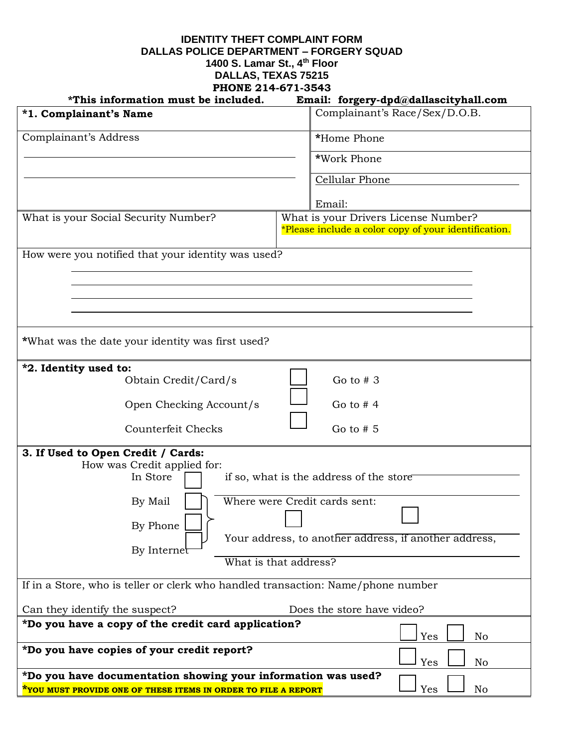**IDENTITY THEFT COMPLAINT FORM**
**DALLAS POLICE DEPARTMENT – FORGERY SQUAD**
**1400 S. Lamar St., 4th Floor**
**DALLAS, TEXAS 75215**
**PHONE 214-671-3543**

**\*This information must be included.** **Email: forgery-dpd@dallascityhall.com**

| | |
|---|---|
| **\*1. Complainant's Name** | Complainant's Race/Sex/D.O.B. |
| Complainant's Address | \*Home Phone<br>\*Work Phone<br>Cellular Phone<br>Email: |
| What is your Social Security Number? | What is your Drivers License Number?<br>\*Please include a color copy of your identification. |

How were you notified that your identity was used?

______________________________________________

______________________________________________

______________________________________________

______________________________________________

\*What was the date your identity was first used?

**\*2. Identity used to:**

- Obtain Credit/Card/s ☐ Go to # 3
- Open Checking Account/s ☐ Go to # 4
- Counterfeit Checks ☐ Go to # 5

**3. If Used to Open Credit / Cards:**

How was Credit applied for:

- In Store ☐ if so, what is the address of the store ______________________
- By Mail ☐
- By Phone ☐
- By Internet ☐

Where were Credit cards sent:

Your address, ☐ to another address, ☐ if another address, ______________________

What is that address? ______________________

If in a Store, who is teller or clerk who handled transaction: Name/phone number

Can they identify the suspect? Does the store have video?

| | | |
|---|---|---|
| **\*Do you have a copy of the credit card application?** | ☐ Yes | ☐ No |
| **\*Do you have copies of your credit report?** | ☐ Yes | ☐ No |
| **\*Do you have documentation showing your information was used?**<br>**\*YOU MUST PROVIDE ONE OF THESE ITEMS IN ORDER TO FILE A REPORT** | ☐ Yes | ☐ No |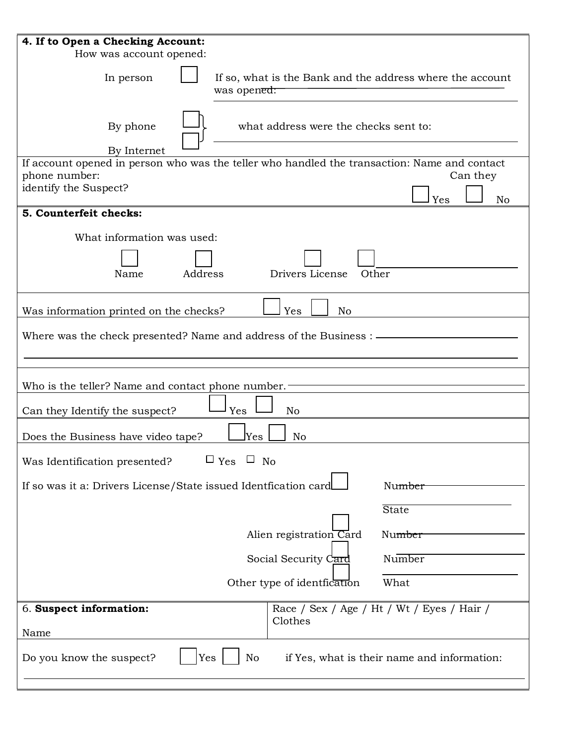**4. If to Open a Checking Account:**

How was account opened:

In person ☐ If so, what is the Bank and the address where the account was opened: ______________________

By phone ☐ } what address were the checks sent to: ______________________

By Internet ☐

If account opened in person who was the teller who handled the transaction: Name and contact phone number: Can they identify the Suspect? ☐ Yes ☐ No

**5. Counterfeit checks:**

What information was used:

☐ Name ☐ Address ☐ Drivers License ☐ Other ______________________

Was information printed on the checks? ☐ Yes ☐ No

Where was the check presented? Name and address of the Business : ______________________

______________________

Who is the teller? Name and contact phone number. ______________________

Can they Identify the suspect? ☐ Yes ☐ No

Does the Business have video tape? ☐ Yes ☐ No

Was Identification presented? ☐ Yes ☐ No

If so was it a: Drivers License/State issued Identfication card ☐ Number ______________________

State ______________________

Alien registration Card ☐ Number ______________________

Social Security Card ☐ Number ______________________

Other type of identfication ☐ What ______________________

| 6. **Suspect information:**<br><br>Name | Race / Sex / Age / Ht / Wt / Eyes / Hair / Clothes |
|---|---|

Do you know the suspect? ☐ Yes ☐ No if Yes, what is their name and information:

______________________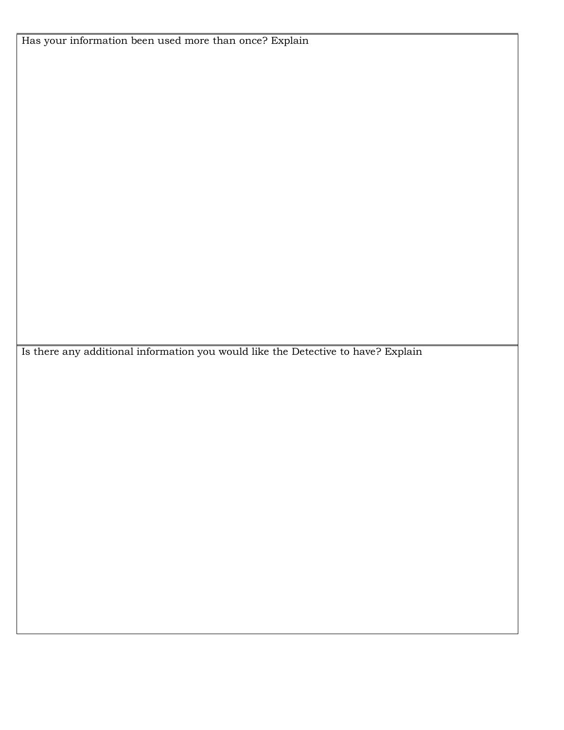Has your information been used more than once? Explain

Is there any additional information you would like the Detective to have? Explain